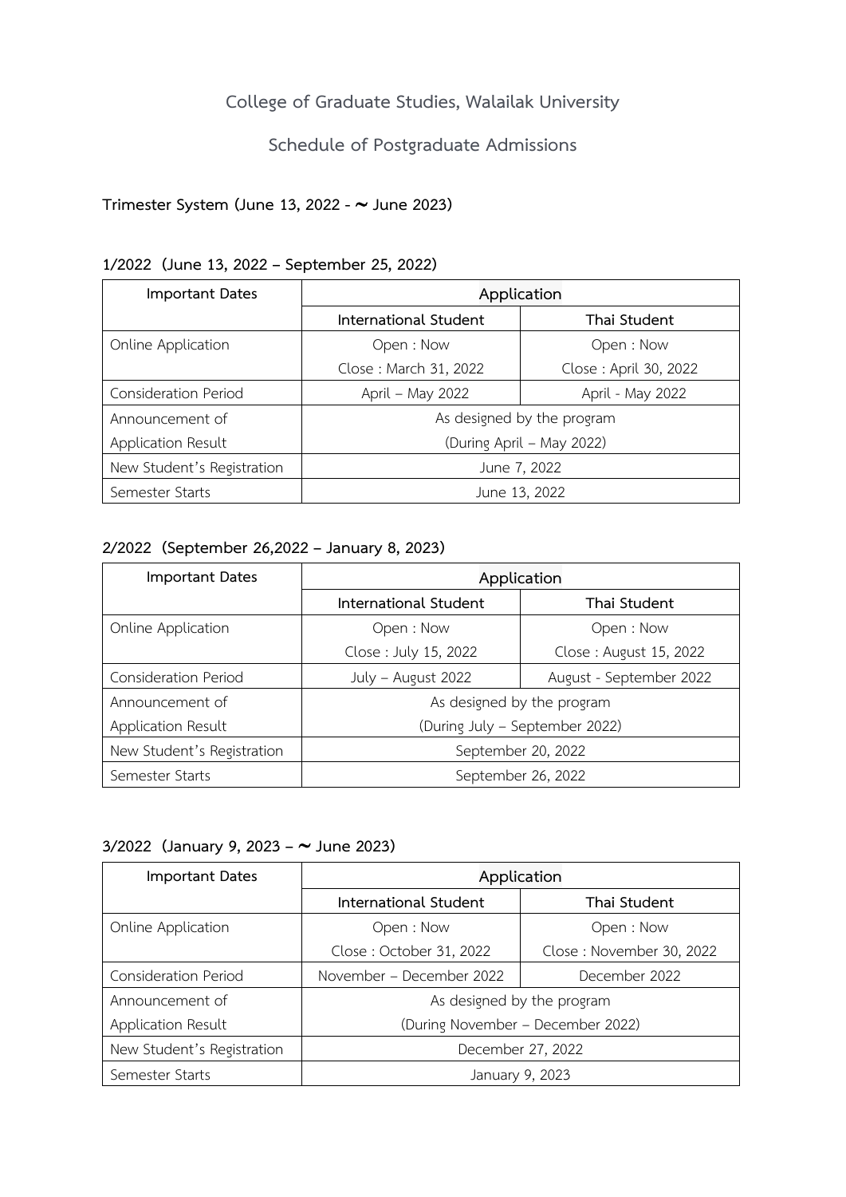# College of Graduate Studies, Walailak University

## Schedule of Postgraduate Admissions

**Trimester System (June 13, 2022 - ~ June 2023)**

**1/2022 (June 13, 2022 – September 25, 2022)**

| Important Dates | Application | |
|---|---|---|
| | International Student | Thai Student |
| Online Application | Open : Now<br>Close : March 31, 2022 | Open : Now<br>Close : April 30, 2022 |
| Consideration Period | April – May 2022 | April - May 2022 |
| Announcement of Application Result | As designed by the program (During April – May 2022) | |
| New Student's Registration | June 7, 2022 | |
| Semester Starts | June 13, 2022 | |

**2/2022 (September 26,2022 – January 8, 2023)**

| Important Dates | Application | |
|---|---|---|
| | International Student | Thai Student |
| Online Application | Open : Now<br>Close : July 15, 2022 | Open : Now<br>Close : August 15, 2022 |
| Consideration Period | July – August 2022 | August - September 2022 |
| Announcement of Application Result | As designed by the program (During July – September 2022) | |
| New Student's Registration | September 20, 2022 | |
| Semester Starts | September 26, 2022 | |

**3/2022 (January 9, 2023 – ~ June 2023)**

| Important Dates | Application | |
|---|---|---|
| | International Student | Thai Student |
| Online Application | Open : Now<br>Close : October 31, 2022 | Open : Now<br>Close : November 30, 2022 |
| Consideration Period | November – December 2022 | December 2022 |
| Announcement of Application Result | As designed by the program (During November – December 2022) | |
| New Student's Registration | December 27, 2022 | |
| Semester Starts | January 9, 2023 | |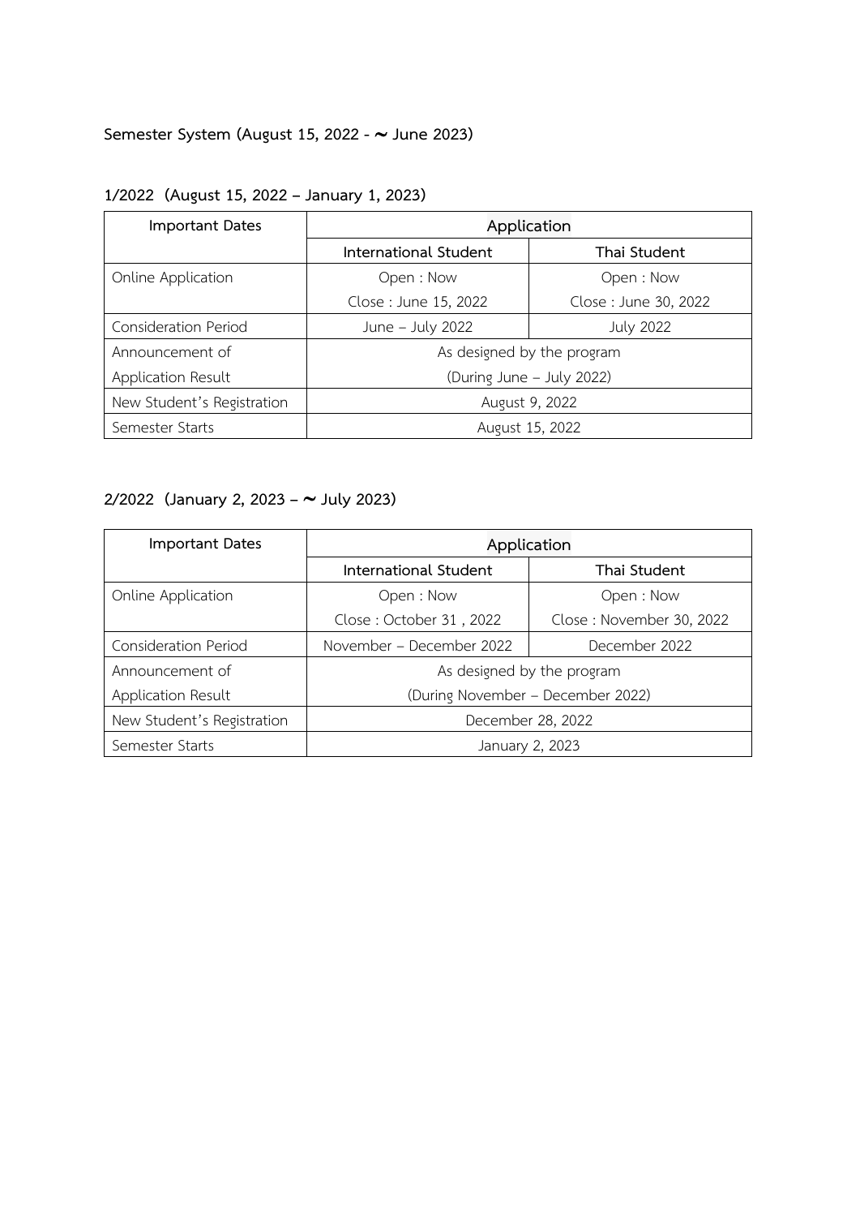**Semester System (August 15, 2022 - ~ June 2023)**

**1/2022 (August 15, 2022 – January 1, 2023)**

| Important Dates | Application | |
|---|---|---|
| | International Student | Thai Student |
| Online Application | Open : Now<br>Close : June 15, 2022 | Open : Now<br>Close : June 30, 2022 |
| Consideration Period | June – July 2022 | July 2022 |
| Announcement of Application Result | As designed by the program (During June – July 2022) | |
| New Student's Registration | August 9, 2022 | |
| Semester Starts | August 15, 2022 | |

**2/2022 (January 2, 2023 – ~ July 2023)**

| Important Dates | Application | |
|---|---|---|
| | International Student | Thai Student |
| Online Application | Open : Now<br>Close : October 31 , 2022 | Open : Now<br>Close : November 30, 2022 |
| Consideration Period | November – December 2022 | December 2022 |
| Announcement of Application Result | As designed by the program (During November – December 2022) | |
| New Student's Registration | December 28, 2022 | |
| Semester Starts | January 2, 2023 | |